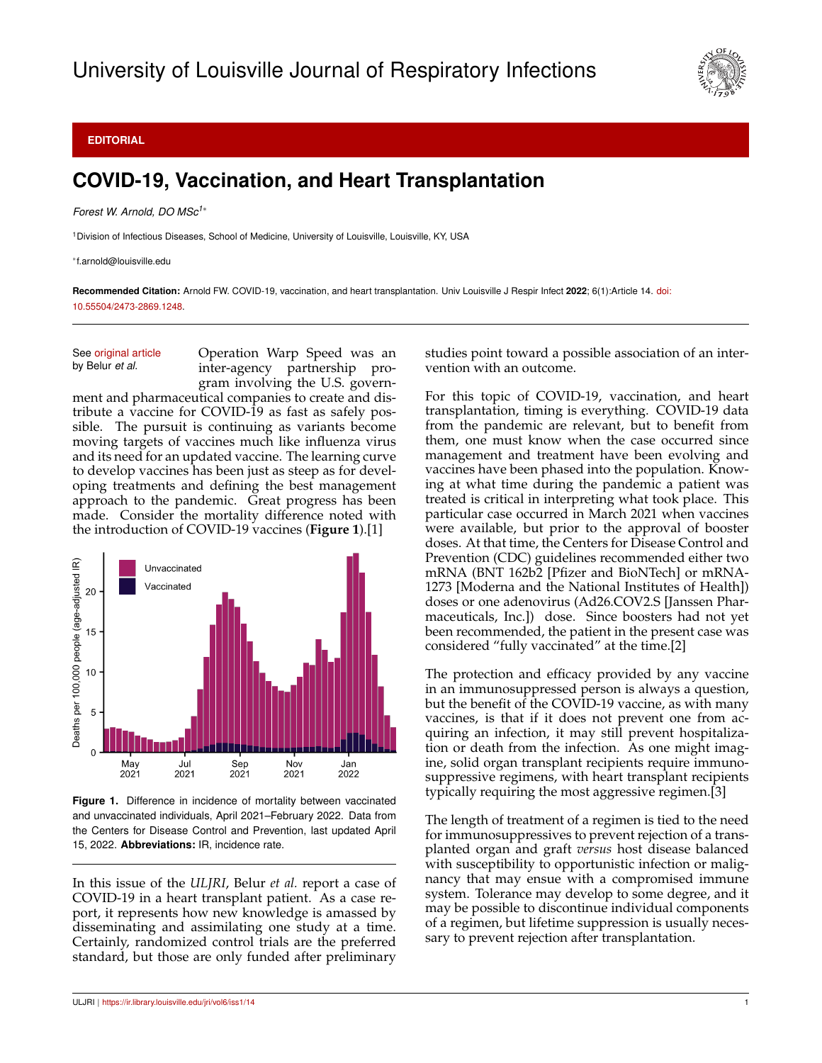University of Louisville Journal of Respiratory Infections

**EDITORIAL**

# COVID-19, Vaccination, and Heart Transplantation

*Forest W. Arnold, DO MSc*[1*]

[1]Division of Infectious Diseases, School of Medicine, University of Louisville, Louisville, KY, USA

*f.arnold@louisville.edu

**Recommended Citation:** Arnold FW. COVID-19, vaccination, and heart transplantation. Univ Louisville J Respir Infect **2022**; 6(1):Article 14. doi: 10.55504/2473-2869.1248.

---

See original article by Belur *et al.*

Operation Warp Speed was an inter-agency partnership program involving the U.S. government and pharmaceutical companies to create and distribute a vaccine for COVID-19 as fast as safely possible. The pursuit is continuing as variants become moving targets of vaccines much like influenza virus and its need for an updated vaccine. The learning curve to develop vaccines has been just as steep as for developing treatments and defining the best management approach to the pandemic. Great progress has been made. Consider the mortality difference noted with the introduction of COVID-19 vaccines (**Figure 1**).[1]

**Figure 1.** Difference in incidence of mortality between vaccinated and unvaccinated individuals, April 2021–February 2022. Data from the Centers for Disease Control and Prevention, last updated April 15, 2022. **Abbreviations:** IR, incidence rate.

---

In this issue of the *ULJRI*, Belur *et al.* report a case of COVID-19 in a heart transplant patient. As a case report, it represents how new knowledge is amassed by disseminating and assimilating one study at a time. Certainly, randomized control trials are the preferred standard, but those are only funded after preliminary studies point toward a possible association of an intervention with an outcome.

For this topic of COVID-19, vaccination, and heart transplantation, timing is everything. COVID-19 data from the pandemic are relevant, but to benefit from them, one must know when the case occurred since management and treatment have been evolving and vaccines have been phased into the population. Knowing at what time during the pandemic a patient was treated is critical in interpreting what took place. This particular case occurred in March 2021 when vaccines were available, but prior to the approval of booster doses. At that time, the Centers for Disease Control and Prevention (CDC) guidelines recommended either two mRNA (BNT 162b2 [Pfizer and BioNTech] or mRNA-1273 [Moderna and the National Institutes of Health]) doses or one adenovirus (Ad26.COV2.S [Janssen Pharmaceuticals, Inc.]) dose. Since boosters had not yet been recommended, the patient in the present case was considered "fully vaccinated" at the time.[2]

The protection and efficacy provided by any vaccine in an immunosuppressed person is always a question, but the benefit of the COVID-19 vaccine, as with many vaccines, is that if it does not prevent one from acquiring an infection, it may still prevent hospitalization or death from the infection. As one might imagine, solid organ transplant recipients require immunosuppressive regimens, with heart transplant recipients typically requiring the most aggressive regimen.[3]

The length of treatment of a regimen is tied to the need for immunosuppressives to prevent rejection of a transplanted organ and graft *versus* host disease balanced with susceptibility to opportunistic infection or malignancy that may ensue with a compromised immune system. Tolerance may develop to some degree, and it may be possible to discontinue individual components of a regimen, but lifetime suppression is usually necessary to prevent rejection after transplantation.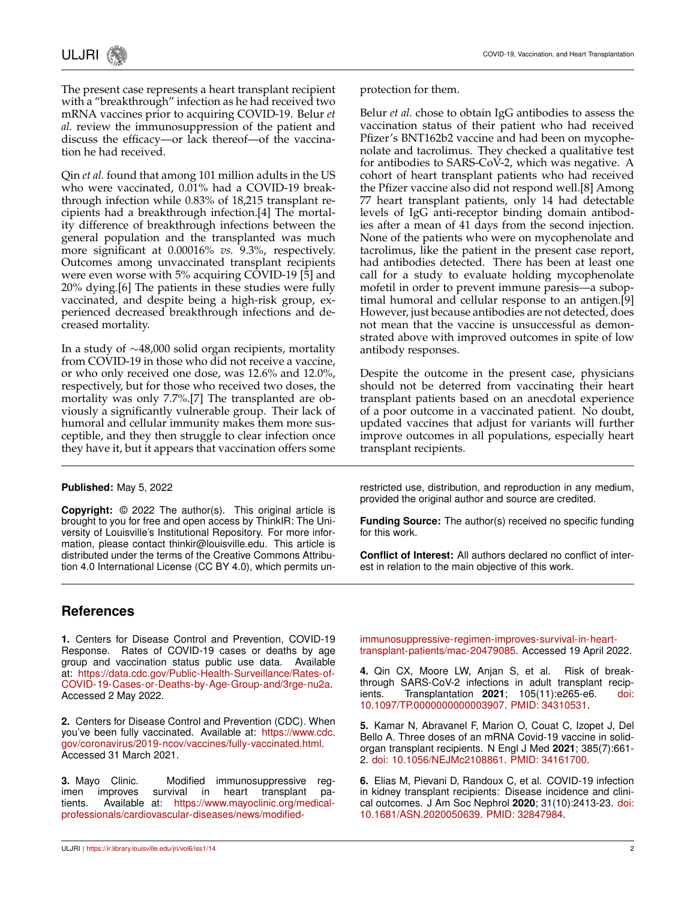The present case represents a heart transplant recipient with a "breakthrough" infection as he had received two mRNA vaccines prior to acquiring COVID-19. Belur *et al.* review the immunosuppression of the patient and discuss the efficacy—or lack thereof—of the vaccination he had received.

Qin *et al.* found that among 101 million adults in the US who were vaccinated, 0.01% had a COVID-19 breakthrough infection while 0.83% of 18,215 transplant recipients had a breakthrough infection.[4] The mortality difference of breakthrough infections between the general population and the transplanted was much more significant at 0.00016% *vs.* 9.3%, respectively. Outcomes among unvaccinated transplant recipients were even worse with 5% acquiring COVID-19 [5] and 20% dying.[6] The patients in these studies were fully vaccinated, and despite being a high-risk group, experienced decreased breakthrough infections and decreased mortality.

In a study of ∼48,000 solid organ recipients, mortality from COVID-19 in those who did not receive a vaccine, or who only received one dose, was 12.6% and 12.0%, respectively, but for those who received two doses, the mortality was only 7.7%.[7] The transplanted are obviously a significantly vulnerable group. Their lack of humoral and cellular immunity makes them more susceptible, and they then struggle to clear infection once they have it, but it appears that vaccination offers some protection for them.

Belur *et al.* chose to obtain IgG antibodies to assess the vaccination status of their patient who had received Pfizer's BNT162b2 vaccine and had been on mycophenolate and tacrolimus. They checked a qualitative test for antibodies to SARS-CoV-2, which was negative. A cohort of heart transplant patients who had received the Pfizer vaccine also did not respond well.[8] Among 77 heart transplant patients, only 14 had detectable levels of IgG anti-receptor binding domain antibodies after a mean of 41 days from the second injection. None of the patients who were on mycophenolate and tacrolimus, like the patient in the present case report, had antibodies detected. There has been at least one call for a study to evaluate holding mycophenolate mofetil in order to prevent immune paresis—a suboptimal humoral and cellular response to an antigen.[9] However, just because antibodies are not detected, does not mean that the vaccine is unsuccessful as demonstrated above with improved outcomes in spite of low antibody responses.

Despite the outcome in the present case, physicians should not be deterred from vaccinating their heart transplant patients based on an anecdotal experience of a poor outcome in a vaccinated patient. No doubt, updated vaccines that adjust for variants will further improve outcomes in all populations, especially heart transplant recipients.

---

**Published:** May 5, 2022

**Copyright:** © 2022 The author(s). This original article is brought to you for free and open access by ThinkIR: The University of Louisville's Institutional Repository. For more information, please contact thinkir@louisville.edu. This article is distributed under the terms of the Creative Commons Attribution 4.0 International License (CC BY 4.0), which permits unrestricted use, distribution, and reproduction in any medium, provided the original author and source are credited.

**Funding Source:** The author(s) received no specific funding for this work.

**Conflict of Interest:** All authors declared no conflict of interest in relation to the main objective of this work.

---

## References

**1.** Centers for Disease Control and Prevention, COVID-19 Response. Rates of COVID-19 cases or deaths by age group and vaccination status public use data. Available at: https://data.cdc.gov/Public-Health-Surveillance/Rates-of-COVID-19-Cases-or-Deaths-by-Age-Group-and/3rge-nu2a. Accessed 2 May 2022.

**2.** Centers for Disease Control and Prevention (CDC). When you've been fully vaccinated. Available at: https://www.cdc.gov/coronavirus/2019-ncov/vaccines/fully-vaccinated.html. Accessed 31 March 2021.

**3.** Mayo Clinic. Modified immunosuppressive regimen improves survival in heart transplant patients. Available at: https://www.mayoclinic.org/medical-professionals/cardiovascular-diseases/news/modified-immunosuppressive-regimen-improves-survival-in-heart-transplant-patients/mac-20479085. Accessed 19 April 2022.

**4.** Qin CX, Moore LW, Anjan S, et al. Risk of breakthrough SARS-CoV-2 infections in adult transplant recipients. Transplantation **2021**; 105(11):e265-e6. doi: 10.1097/TP.0000000000003907. PMID: 34310531.

**5.** Kamar N, Abravanel F, Marion O, Couat C, Izopet J, Del Bello A. Three doses of an mRNA Covid-19 vaccine in solid-organ transplant recipients. N Engl J Med **2021**; 385(7):661-2. doi: 10.1056/NEJMc2108861. PMID: 34161700.

**6.** Elias M, Pievani D, Randoux C, et al. COVID-19 infection in kidney transplant recipients: Disease incidence and clinical outcomes. J Am Soc Nephrol **2020**; 31(10):2413-23. doi: 10.1681/ASN.2020050639. PMID: 32847984.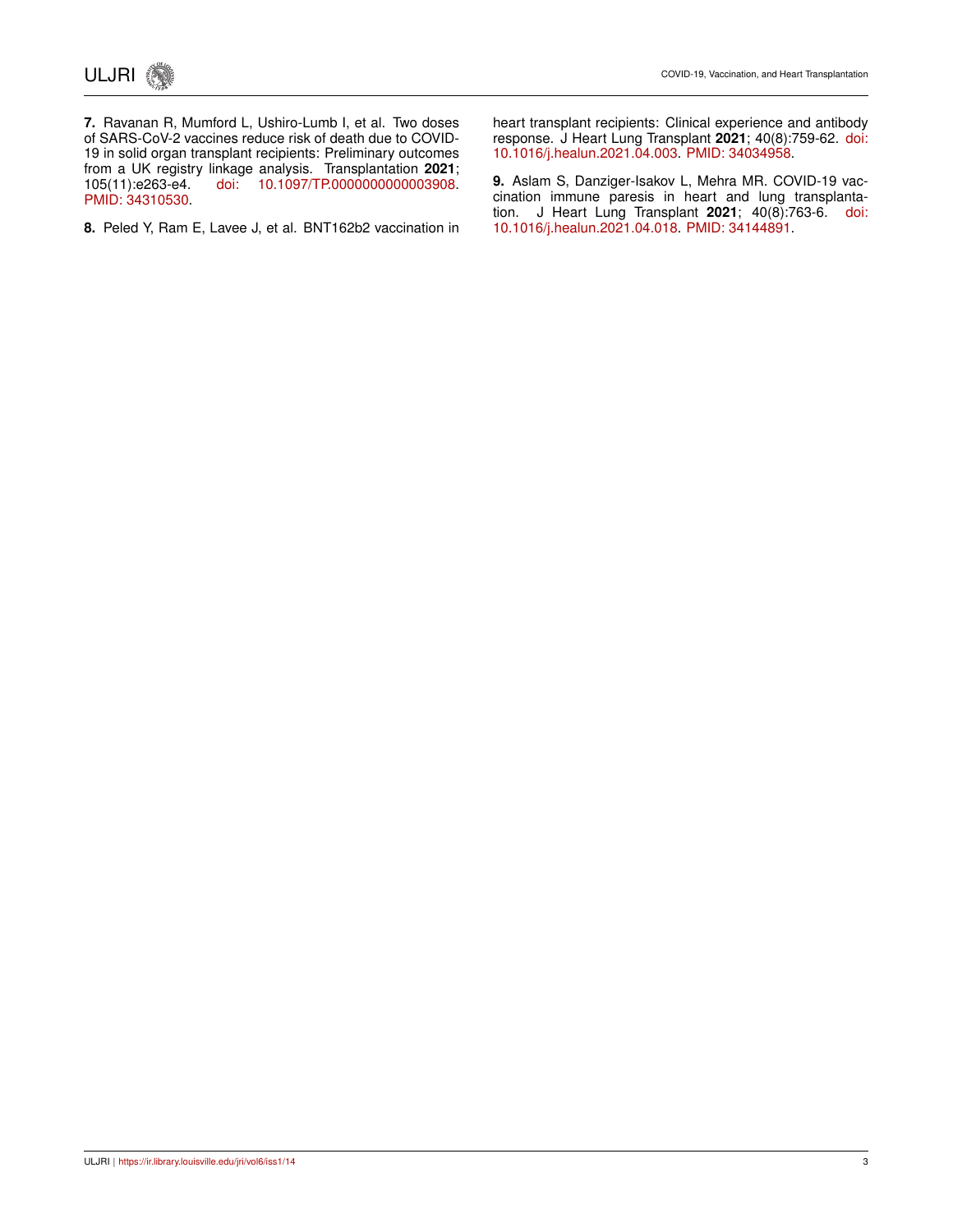**7.** Ravanan R, Mumford L, Ushiro-Lumb I, et al. Two doses of SARS-CoV-2 vaccines reduce risk of death due to COVID-19 in solid organ transplant recipients: Preliminary outcomes from a UK registry linkage analysis. Transplantation **2021**; 105(11):e263-e4. doi: 10.1097/TP.0000000000003908. PMID: 34310530.

**8.** Peled Y, Ram E, Lavee J, et al. BNT162b2 vaccination in heart transplant recipients: Clinical experience and antibody response. J Heart Lung Transplant **2021**; 40(8):759-62. doi: 10.1016/j.healun.2021.04.003. PMID: 34034958.

**9.** Aslam S, Danziger-Isakov L, Mehra MR. COVID-19 vaccination immune paresis in heart and lung transplantation. J Heart Lung Transplant **2021**; 40(8):763-6. doi: 10.1016/j.healun.2021.04.018. PMID: 34144891.